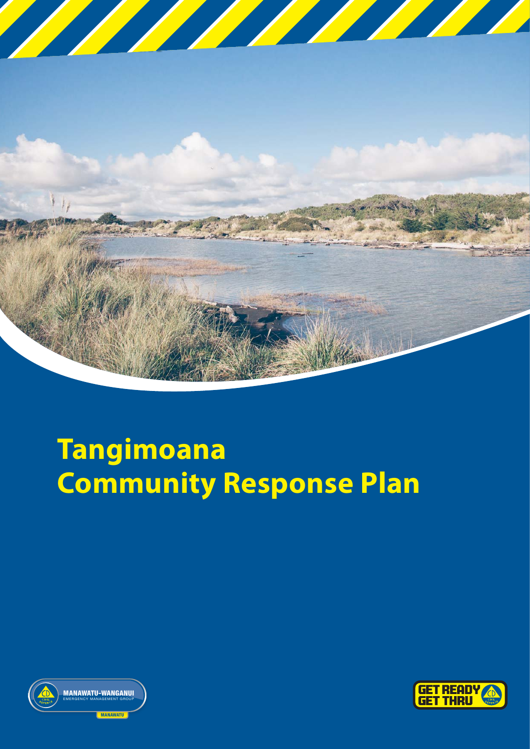# Tangimoana Community Response Plan

MANAWATU-WANGANUI
EMERGENCY MANAGEMENT GROUP
MANAWATU

GET READY GET THRU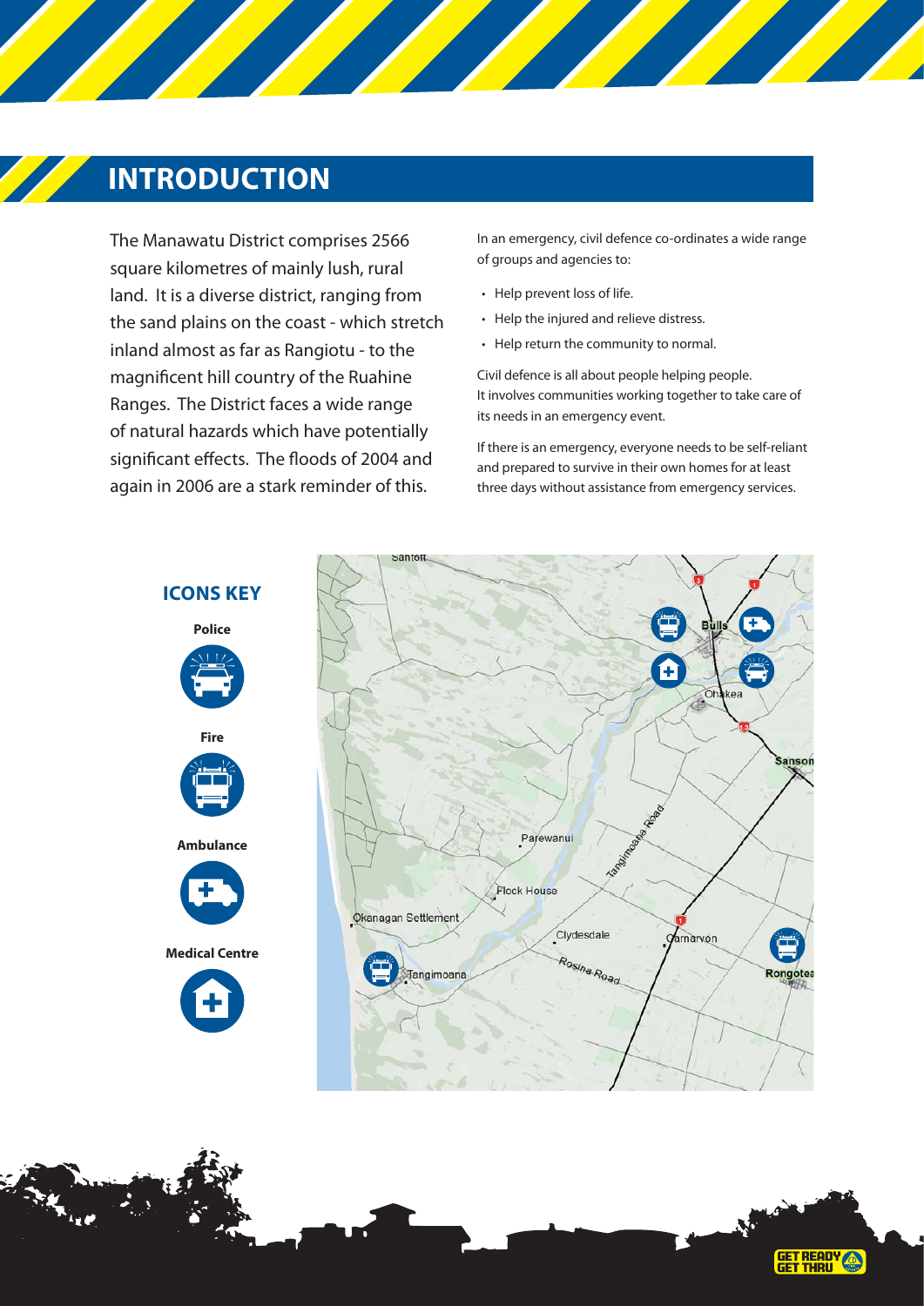# INTRODUCTION

The Manawatu District comprises 2566 square kilometres of mainly lush, rural land. It is a diverse district, ranging from the sand plains on the coast - which stretch inland almost as far as Rangiotu - to the magnificent hill country of the Ruahine Ranges. The District faces a wide range of natural hazards which have potentially significant effects. The floods of 2004 and again in 2006 are a stark reminder of this.

In an emergency, civil defence co-ordinates a wide range of groups and agencies to:

- Help prevent loss of life.
- Help the injured and relieve distress.
- Help return the community to normal.

Civil defence is all about people helping people. It involves communities working together to take care of its needs in an emergency event.

If there is an emergency, everyone needs to be self-reliant and prepared to survive in their own homes for at least three days without assistance from emergency services.

## ICONS KEY

**Police**

**Fire**

**Ambulance**

**Medical Centre**

Santoft, Bulls, Ohakea, Sanson, Parewanui, Tangimoana Road, Flock House, Okanagan Settlement, Clydesdale, Carnarvon, Rosina Road, Tangimoana, Rongotea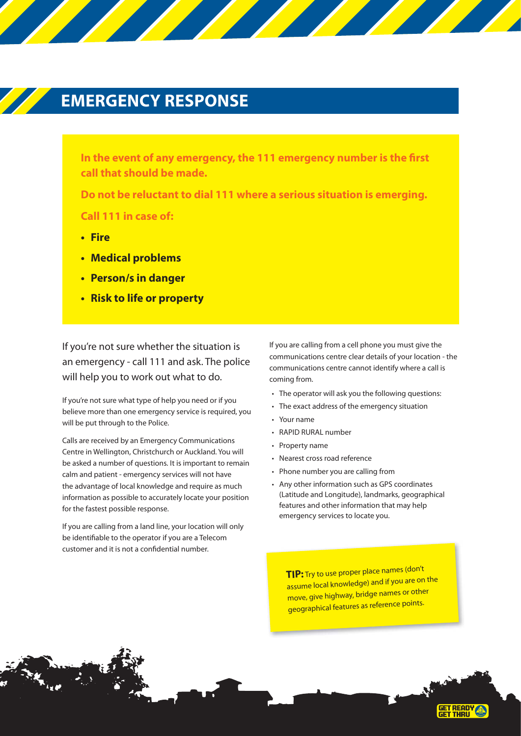# EMERGENCY RESPONSE

**In the event of any emergency, the 111 emergency number is the first call that should be made.**

**Do not be reluctant to dial 111 where a serious situation is emerging.**

**Call 111 in case of:**

- **Fire**
- **Medical problems**
- **Person/s in danger**
- **Risk to life or property**

If you're not sure whether the situation is an emergency - call 111 and ask. The police will help you to work out what to do.

If you're not sure what type of help you need or if you believe more than one emergency service is required, you will be put through to the Police.

Calls are received by an Emergency Communications Centre in Wellington, Christchurch or Auckland. You will be asked a number of questions. It is important to remain calm and patient - emergency services will not have the advantage of local knowledge and require as much information as possible to accurately locate your position for the fastest possible response.

If you are calling from a land line, your location will only be identifiable to the operator if you are a Telecom customer and it is not a confidential number.

If you are calling from a cell phone you must give the communications centre clear details of your location - the communications centre cannot identify where a call is coming from.

- The operator will ask you the following questions:
- The exact address of the emergency situation
- Your name
- RAPID RURAL number
- Property name
- Nearest cross road reference
- Phone number you are calling from
- Any other information such as GPS coordinates (Latitude and Longitude), landmarks, geographical features and other information that may help emergency services to locate you.

**TIP:** Try to use proper place names (don't assume local knowledge) and if you are on the move, give highway, bridge names or other geographical features as reference points.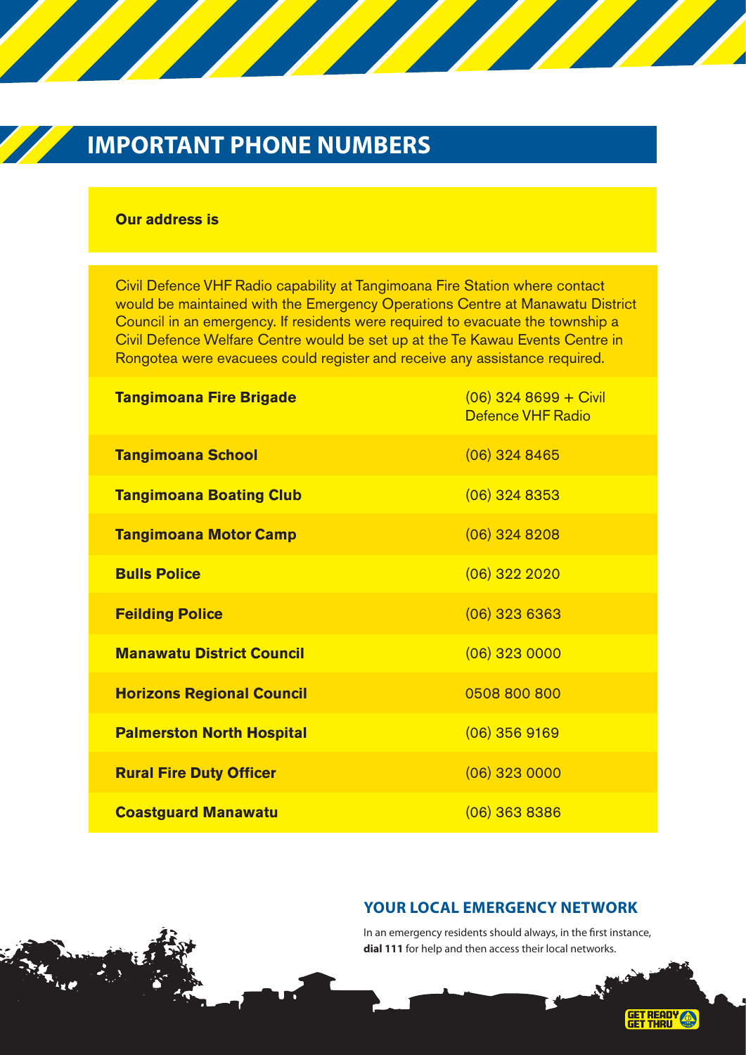## IMPORTANT PHONE NUMBERS

**Our address is**

Civil Defence VHF Radio capability at Tangimoana Fire Station where contact would be maintained with the Emergency Operations Centre at Manawatu District Council in an emergency. If residents were required to evacuate the township a Civil Defence Welfare Centre would be set up at the Te Kawau Events Centre in Rongotea were evacuees could register and receive any assistance required.

| | |
|---|---|
| **Tangimoana Fire Brigade** | (06) 324 8699 + Civil Defence VHF Radio |
| **Tangimoana School** | (06) 324 8465 |
| **Tangimoana Boating Club** | (06) 324 8353 |
| **Tangimoana Motor Camp** | (06) 324 8208 |
| **Bulls Police** | (06) 322 2020 |
| **Feilding Police** | (06) 323 6363 |
| **Manawatu District Council** | (06) 323 0000 |
| **Horizons Regional Council** | 0508 800 800 |
| **Palmerston North Hospital** | (06) 356 9169 |
| **Rural Fire Duty Officer** | (06) 323 0000 |
| **Coastguard Manawatu** | (06) 363 8386 |

### YOUR LOCAL EMERGENCY NETWORK

In an emergency residents should always, in the first instance, **dial 111** for help and then access their local networks.

GET READY GET THRU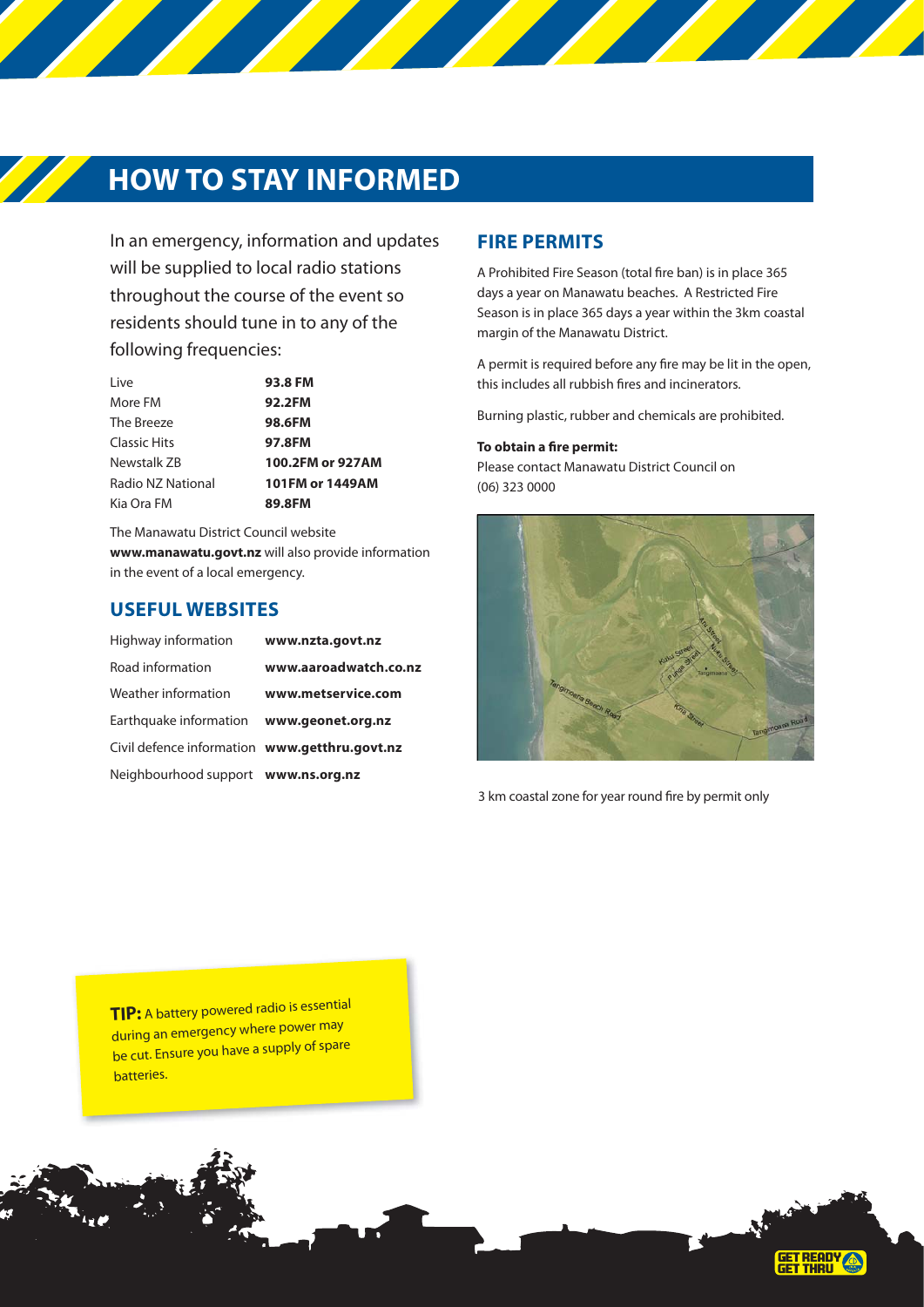# HOW TO STAY INFORMED

In an emergency, information and updates will be supplied to local radio stations throughout the course of the event so residents should tune in to any of the following frequencies:

| | |
|---|---|
| Live | **93.8 FM** |
| More FM | **92.2FM** |
| The Breeze | **98.6FM** |
| Classic Hits | **97.8FM** |
| Newstalk ZB | **100.2FM or 927AM** |
| Radio NZ National | **101FM or 1449AM** |
| Kia Ora FM | **89.8FM** |

The Manawatu District Council website **www.manawatu.govt.nz** will also provide information in the event of a local emergency.

## USEFUL WEBSITES

| | |
|---|---|
| Highway information | **www.nzta.govt.nz** |
| Road information | **www.aaroadwatch.co.nz** |
| Weather information | **www.metservice.com** |
| Earthquake information | **www.geonet.org.nz** |
| Civil defence information | **www.getthru.govt.nz** |
| Neighbourhood support | **www.ns.org.nz** |

## FIRE PERMITS

A Prohibited Fire Season (total fire ban) is in place 365 days a year on Manawatu beaches. A Restricted Fire Season is in place 365 days a year within the 3km coastal margin of the Manawatu District.

A permit is required before any fire may be lit in the open, this includes all rubbish fires and incinerators.

Burning plastic, rubber and chemicals are prohibited.

**To obtain a fire permit:**
Please contact Manawatu District Council on (06) 323 0000

3 km coastal zone for year round fire by permit only

**TIP:** A battery powered radio is essential during an emergency where power may be cut. Ensure you have a supply of spare batteries.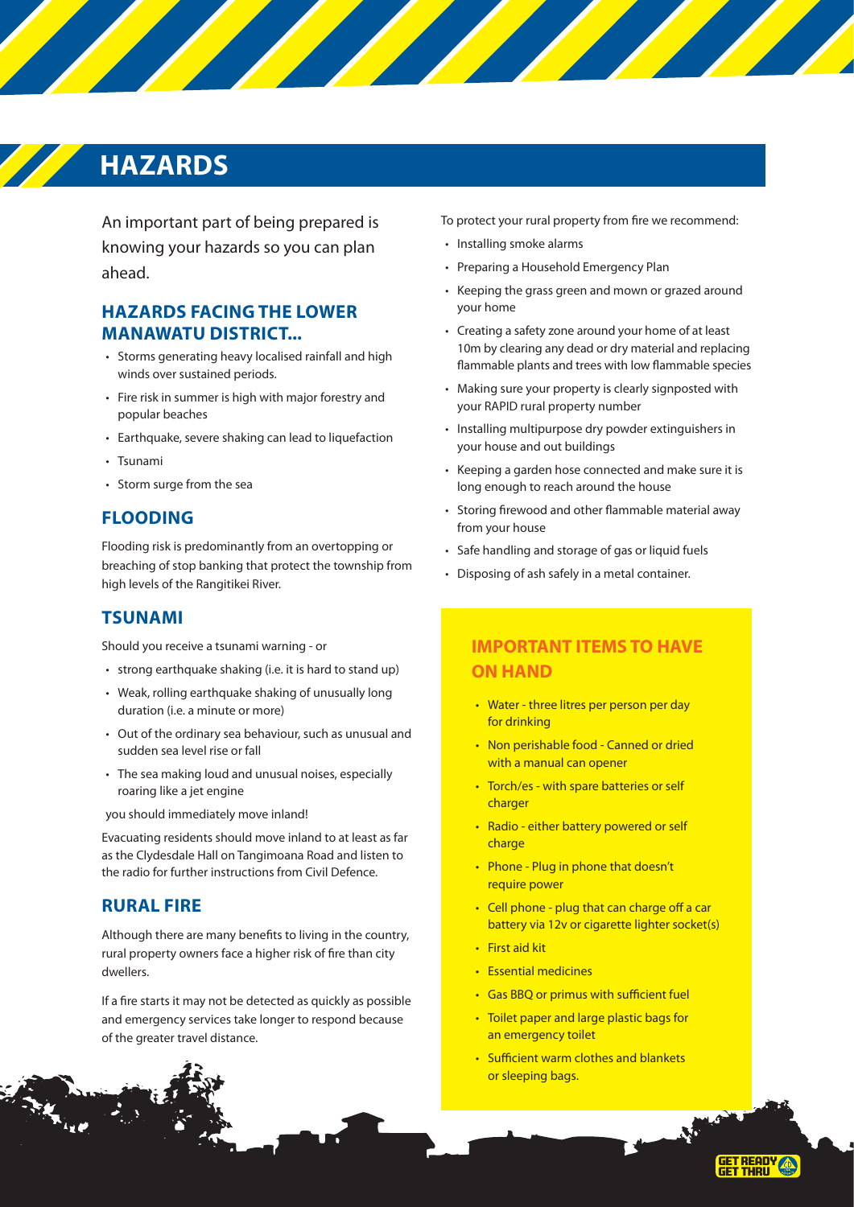# HAZARDS

An important part of being prepared is knowing your hazards so you can plan ahead.

## HAZARDS FACING THE LOWER MANAWATU DISTRICT...

- Storms generating heavy localised rainfall and high winds over sustained periods.
- Fire risk in summer is high with major forestry and popular beaches
- Earthquake, severe shaking can lead to liquefaction
- Tsunami
- Storm surge from the sea

## FLOODING

Flooding risk is predominantly from an overtopping or breaching of stop banking that protect the township from high levels of the Rangitikei River.

## TSUNAMI

Should you receive a tsunami warning - or

- strong earthquake shaking (i.e. it is hard to stand up)
- Weak, rolling earthquake shaking of unusually long duration (i.e. a minute or more)
- Out of the ordinary sea behaviour, such as unusual and sudden sea level rise or fall
- The sea making loud and unusual noises, especially roaring like a jet engine

you should immediately move inland!

Evacuating residents should move inland to at least as far as the Clydesdale Hall on Tangimoana Road and listen to the radio for further instructions from Civil Defence.

## RURAL FIRE

Although there are many benefits to living in the country, rural property owners face a higher risk of fire than city dwellers.

If a fire starts it may not be detected as quickly as possible and emergency services take longer to respond because of the greater travel distance.

To protect your rural property from fire we recommend:

- Installing smoke alarms
- Preparing a Household Emergency Plan
- Keeping the grass green and mown or grazed around your home
- Creating a safety zone around your home of at least 10m by clearing any dead or dry material and replacing flammable plants and trees with low flammable species
- Making sure your property is clearly signposted with your RAPID rural property number
- Installing multipurpose dry powder extinguishers in your house and out buildings
- Keeping a garden hose connected and make sure it is long enough to reach around the house
- Storing firewood and other flammable material away from your house
- Safe handling and storage of gas or liquid fuels
- Disposing of ash safely in a metal container.

## IMPORTANT ITEMS TO HAVE ON HAND

- Water - three litres per person per day for drinking
- Non perishable food - Canned or dried with a manual can opener
- Torch/es - with spare batteries or self charger
- Radio - either battery powered or self charge
- Phone - Plug in phone that doesn't require power
- Cell phone - plug that can charge off a car battery via 12v or cigarette lighter socket(s)
- First aid kit
- Essential medicines
- Gas BBQ or primus with sufficient fuel
- Toilet paper and large plastic bags for an emergency toilet
- Sufficient warm clothes and blankets or sleeping bags.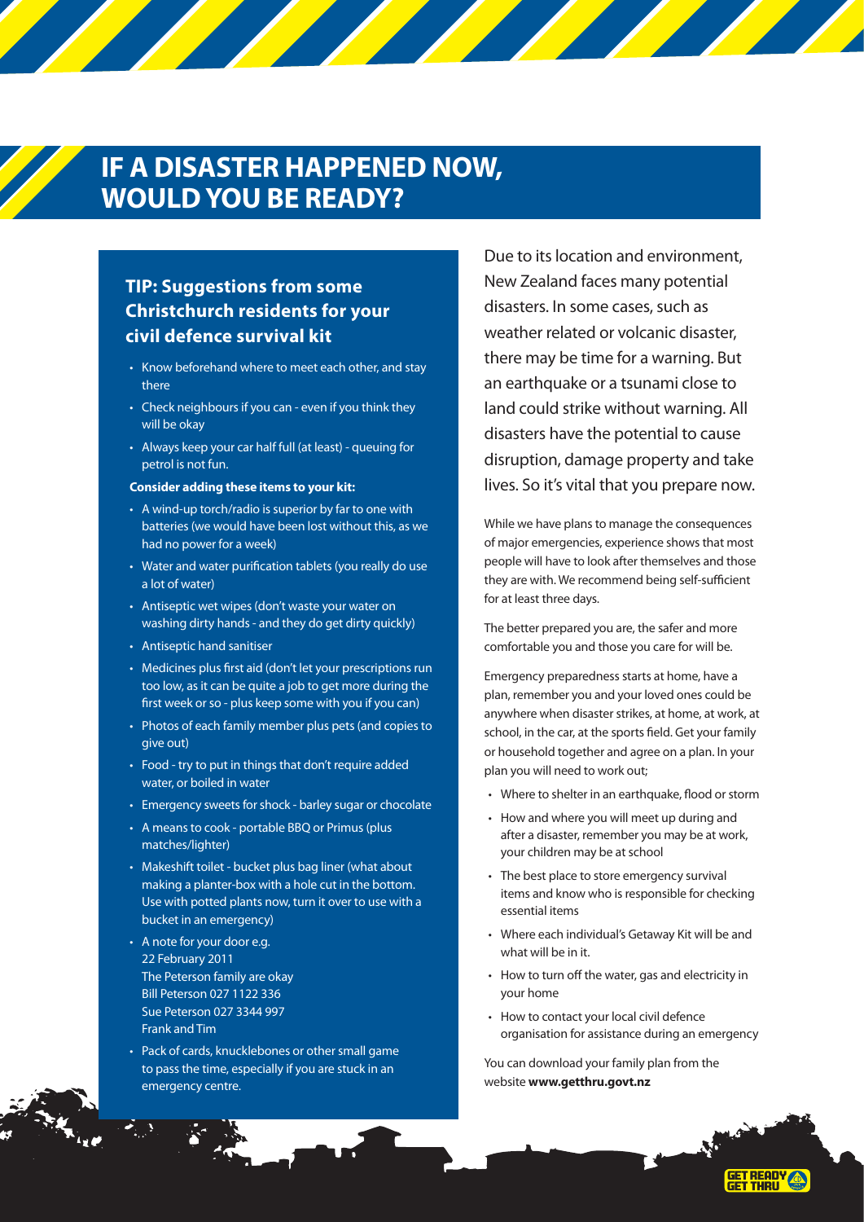# IF A DISASTER HAPPENED NOW, WOULD YOU BE READY?

## TIP: Suggestions from some Christchurch residents for your civil defence survival kit

- Know beforehand where to meet each other, and stay there
- Check neighbours if you can - even if you think they will be okay
- Always keep your car half full (at least) - queuing for petrol is not fun.

**Consider adding these items to your kit:**

- A wind-up torch/radio is superior by far to one with batteries (we would have been lost without this, as we had no power for a week)
- Water and water purification tablets (you really do use a lot of water)
- Antiseptic wet wipes (don't waste your water on washing dirty hands - and they do get dirty quickly)
- Antiseptic hand sanitiser
- Medicines plus first aid (don't let your prescriptions run too low, as it can be quite a job to get more during the first week or so - plus keep some with you if you can)
- Photos of each family member plus pets (and copies to give out)
- Food - try to put in things that don't require added water, or boiled in water
- Emergency sweets for shock - barley sugar or chocolate
- A means to cook - portable BBQ or Primus (plus matches/lighter)
- Makeshift toilet - bucket plus bag liner (what about making a planter-box with a hole cut in the bottom. Use with potted plants now, turn it over to use with a bucket in an emergency)
- A note for your door e.g.
  22 February 2011
  The Peterson family are okay
  Bill Peterson 027 1122 336
  Sue Peterson 027 3344 997
  Frank and Tim
- Pack of cards, knucklebones or other small game to pass the time, especially if you are stuck in an emergency centre.

Due to its location and environment, New Zealand faces many potential disasters. In some cases, such as weather related or volcanic disaster, there may be time for a warning. But an earthquake or a tsunami close to land could strike without warning. All disasters have the potential to cause disruption, damage property and take lives. So it's vital that you prepare now.

While we have plans to manage the consequences of major emergencies, experience shows that most people will have to look after themselves and those they are with. We recommend being self-sufficient for at least three days.

The better prepared you are, the safer and more comfortable you and those you care for will be.

Emergency preparedness starts at home, have a plan, remember you and your loved ones could be anywhere when disaster strikes, at home, at work, at school, in the car, at the sports field. Get your family or household together and agree on a plan. In your plan you will need to work out;

- Where to shelter in an earthquake, flood or storm
- How and where you will meet up during and after a disaster, remember you may be at work, your children may be at school
- The best place to store emergency survival items and know who is responsible for checking essential items
- Where each individual's Getaway Kit will be and what will be in it.
- How to turn off the water, gas and electricity in your home
- How to contact your local civil defence organisation for assistance during an emergency

You can download your family plan from the website **www.getthru.govt.nz**

GET READY GET THRU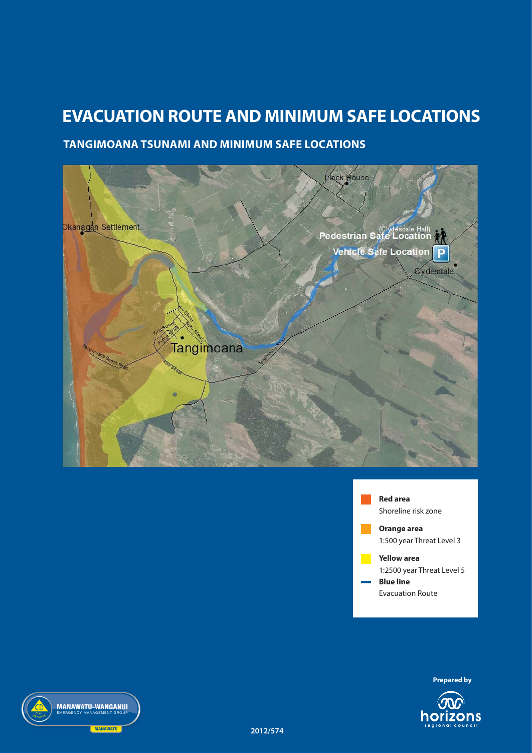# EVACUATION ROUTE AND MINIMUM SAFE LOCATIONS

## TANGIMOANA TSUNAMI AND MINIMUM SAFE LOCATIONS

Flock House

Okanagan Settlement

(Clydesdale Hall)
Pedestrian Safe Location

Vehicle Safe Location

Clydesdale

Tangimoana

**Red area**
Shoreline risk zone

**Orange area**
1:500 year Threat Level 3

**Yellow area**
1:2500 year Threat Level 5

**Blue line**
Evacuation Route

Prepared by

horizons regional council

MANAWATU-WANGANUI EMERGENCY MANAGEMENT GROUP

MANAWATU

2012/574